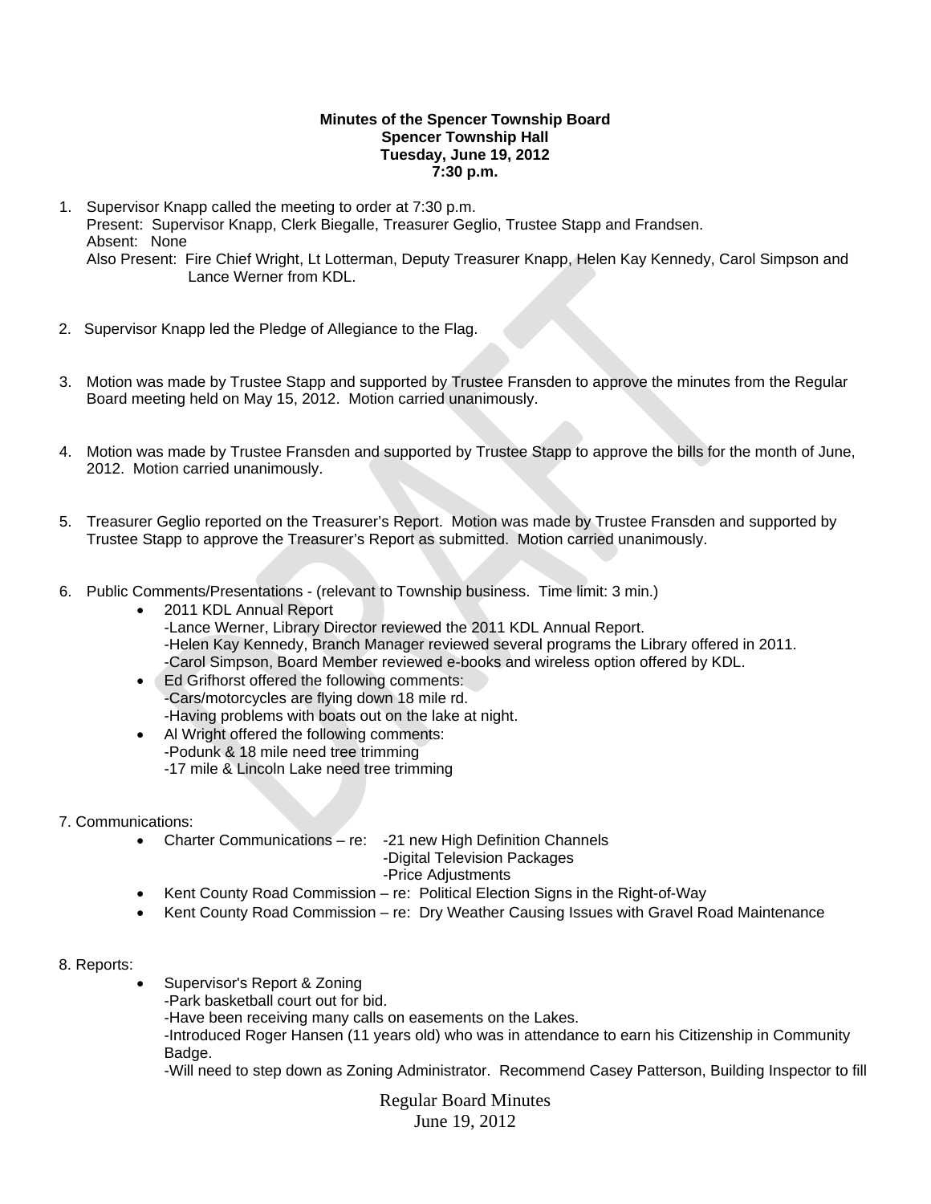**Minutes of the Spencer Township Board**
**Spencer Township Hall**
**Tuesday, June 19, 2012**
**7:30 p.m.**

1. Supervisor Knapp called the meeting to order at 7:30 p.m.
   Present: Supervisor Knapp, Clerk Biegalle, Treasurer Geglio, Trustee Stapp and Frandsen.
   Absent: None
   Also Present: Fire Chief Wright, Lt Lotterman, Deputy Treasurer Knapp, Helen Kay Kennedy, Carol Simpson and Lance Werner from KDL.

2. Supervisor Knapp led the Pledge of Allegiance to the Flag.

3. Motion was made by Trustee Stapp and supported by Trustee Fransden to approve the minutes from the Regular Board meeting held on May 15, 2012. Motion carried unanimously.

4. Motion was made by Trustee Fransden and supported by Trustee Stapp to approve the bills for the month of June, 2012. Motion carried unanimously.

5. Treasurer Geglio reported on the Treasurer's Report. Motion was made by Trustee Fransden and supported by Trustee Stapp to approve the Treasurer's Report as submitted. Motion carried unanimously.

6. Public Comments/Presentations - (relevant to Township business. Time limit: 3 min.)
   - 2011 KDL Annual Report
     -Lance Werner, Library Director reviewed the 2011 KDL Annual Report.
     -Helen Kay Kennedy, Branch Manager reviewed several programs the Library offered in 2011.
     -Carol Simpson, Board Member reviewed e-books and wireless option offered by KDL.
   - Ed Grifhorst offered the following comments:
     -Cars/motorcycles are flying down 18 mile rd.
     -Having problems with boats out on the lake at night.
   - Al Wright offered the following comments:
     -Podunk & 18 mile need tree trimming
     -17 mile & Lincoln Lake need tree trimming

7. Communications:
   - Charter Communications – re: -21 new High Definition Channels
     -Digital Television Packages
     -Price Adjustments
   - Kent County Road Commission – re: Political Election Signs in the Right-of-Way
   - Kent County Road Commission – re: Dry Weather Causing Issues with Gravel Road Maintenance

8. Reports:
   - Supervisor's Report & Zoning
     -Park basketball court out for bid.
     -Have been receiving many calls on easements on the Lakes.
     -Introduced Roger Hansen (11 years old) who was in attendance to earn his Citizenship in Community Badge.
     -Will need to step down as Zoning Administrator. Recommend Casey Patterson, Building Inspector to fill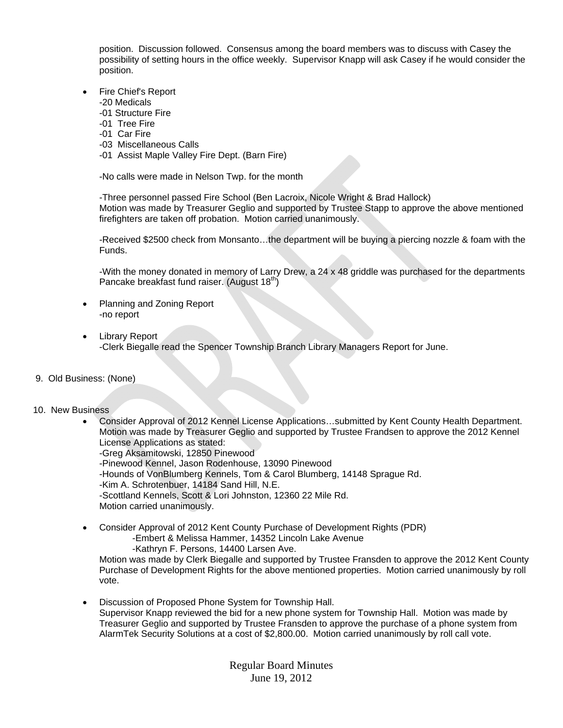position. Discussion followed. Consensus among the board members was to discuss with Casey the possibility of setting hours in the office weekly. Supervisor Knapp will ask Casey if he would consider the position.

- Fire Chief's Report
  -20 Medicals
  -01 Structure Fire
  -01 Tree Fire
  -01 Car Fire
  -03 Miscellaneous Calls
  -01 Assist Maple Valley Fire Dept. (Barn Fire)

  -No calls were made in Nelson Twp. for the month

  -Three personnel passed Fire School (Ben Lacroix, Nicole Wright & Brad Hallock)
  Motion was made by Treasurer Geglio and supported by Trustee Stapp to approve the above mentioned firefighters are taken off probation. Motion carried unanimously.

  -Received $2500 check from Monsanto…the department will be buying a piercing nozzle & foam with the Funds.

  -With the money donated in memory of Larry Drew, a 24 x 48 griddle was purchased for the departments Pancake breakfast fund raiser. (August 18th)

- Planning and Zoning Report
  -no report

- Library Report
  -Clerk Biegalle read the Spencer Township Branch Library Managers Report for June.

9. Old Business: (None)

10. New Business

- Consider Approval of 2012 Kennel License Applications…submitted by Kent County Health Department. Motion was made by Treasurer Geglio and supported by Trustee Frandsen to approve the 2012 Kennel License Applications as stated:
  -Greg Aksamitowski, 12850 Pinewood
  -Pinewood Kennel, Jason Rodenhouse, 13090 Pinewood
  -Hounds of VonBlumberg Kennels, Tom & Carol Blumberg, 14148 Sprague Rd.
  -Kim A. Schrotenbuer, 14184 Sand Hill, N.E.
  -Scottland Kennels, Scott & Lori Johnston, 12360 22 Mile Rd.
  Motion carried unanimously.

- Consider Approval of 2012 Kent County Purchase of Development Rights (PDR)
  -Embert & Melissa Hammer, 14352 Lincoln Lake Avenue
  -Kathryn F. Persons, 14400 Larsen Ave.
  Motion was made by Clerk Biegalle and supported by Trustee Fransden to approve the 2012 Kent County Purchase of Development Rights for the above mentioned properties. Motion carried unanimously by roll vote.

- Discussion of Proposed Phone System for Township Hall.
  Supervisor Knapp reviewed the bid for a new phone system for Township Hall. Motion was made by Treasurer Geglio and supported by Trustee Fransden to approve the purchase of a phone system from AlarmTek Security Solutions at a cost of $2,800.00. Motion carried unanimously by roll call vote.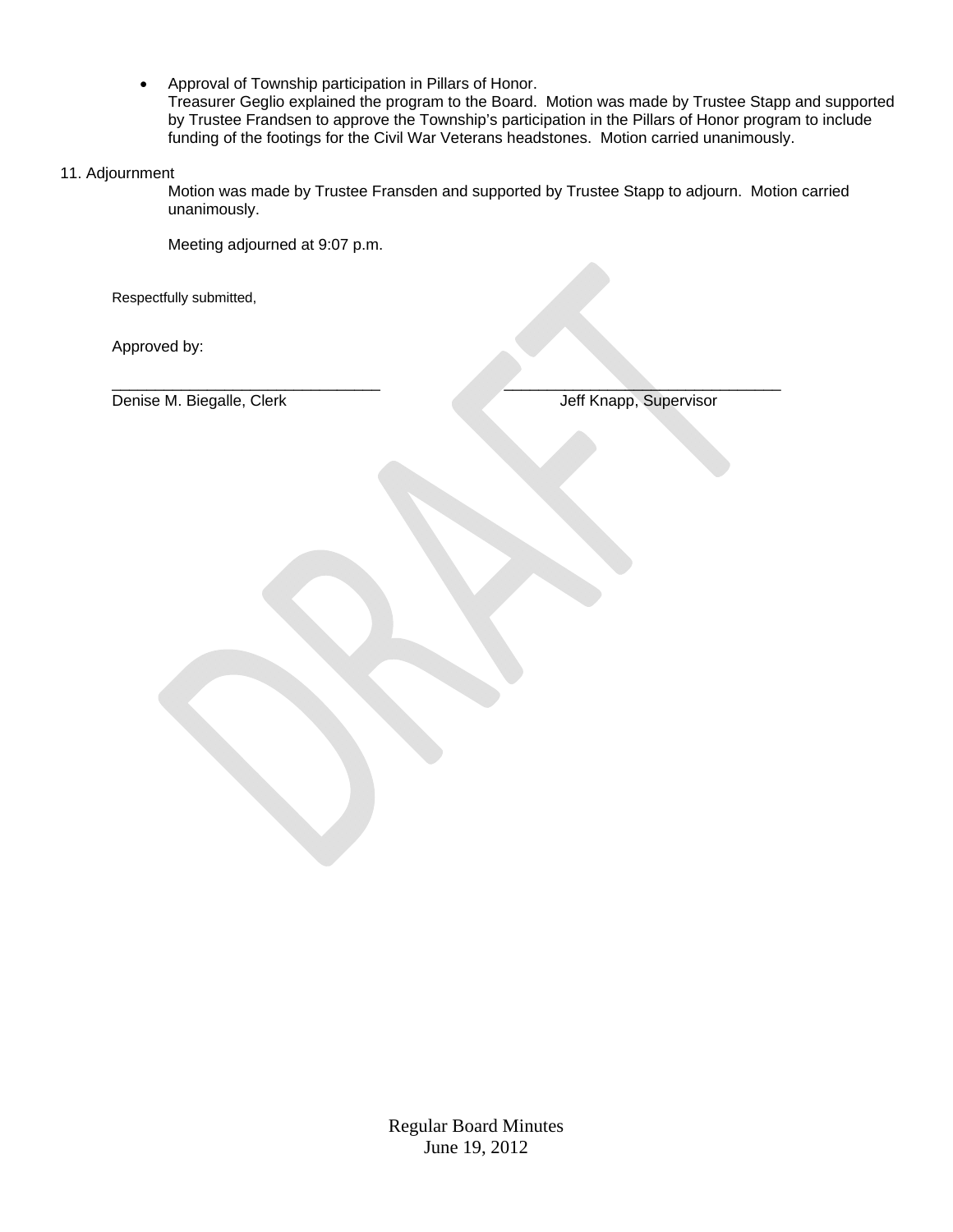- Approval of Township participation in Pillars of Honor.
  Treasurer Geglio explained the program to the Board. Motion was made by Trustee Stapp and supported by Trustee Frandsen to approve the Township's participation in the Pillars of Honor program to include funding of the footings for the Civil War Veterans headstones. Motion carried unanimously.

11. Adjournment

    Motion was made by Trustee Fransden and supported by Trustee Stapp to adjourn. Motion carried unanimously.

    Meeting adjourned at 9:07 p.m.

Respectfully submitted,

Approved by:

| | |
|---|---|
| _______________________________ | _______________________________ |
| Denise M. Biegalle, Clerk | Jeff Knapp, Supervisor |

DRAFT